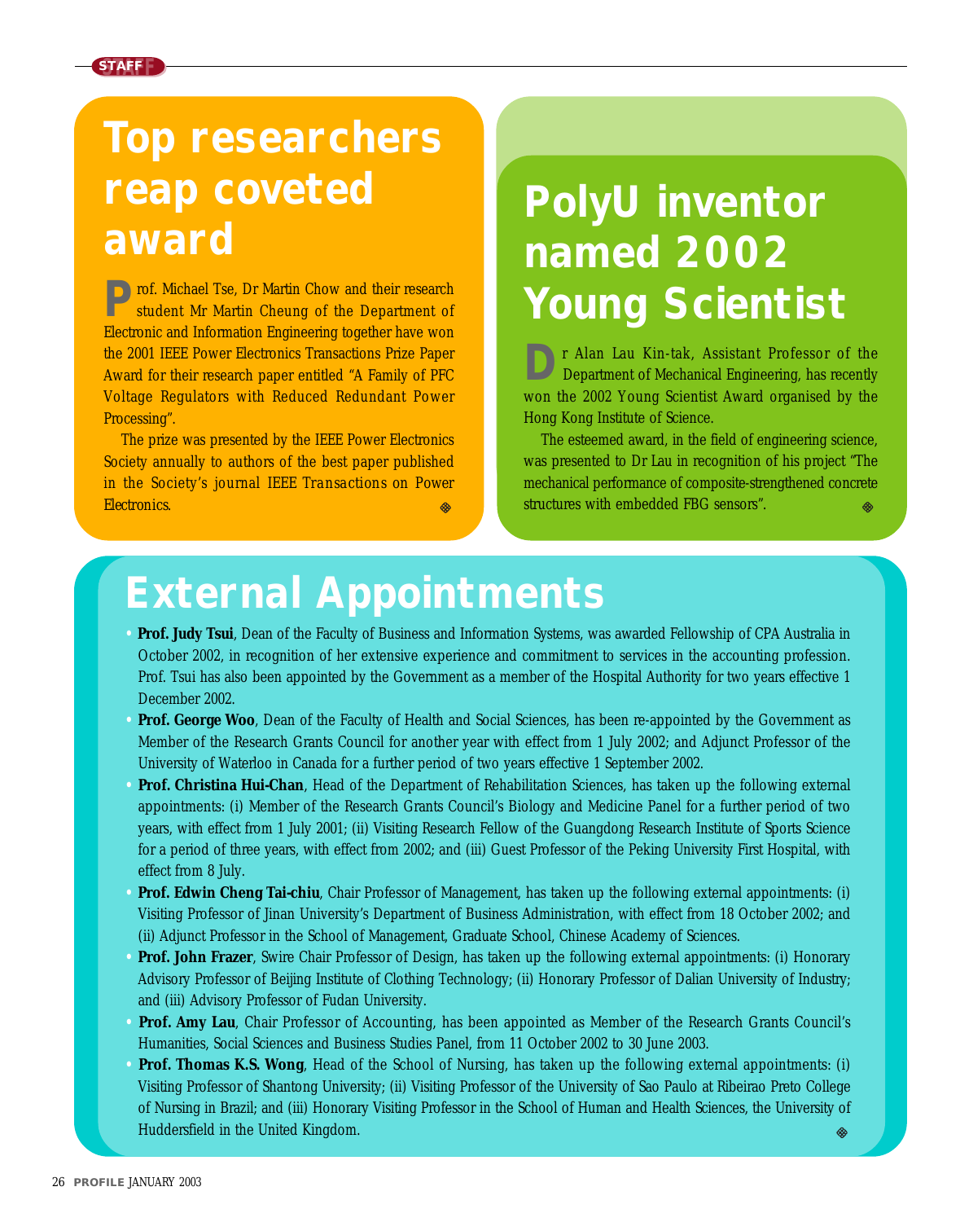# Top researchers reap coveted award

Prof. Michael Tse, Dr Martin Chow and their research student Mr Martin Cheung of the Department of Electronic and Information Engineering together have won the 2001 IEEE Power Electronics Transactions Prize Paper Award for their research paper entitled "A Family of PFC Voltage Regulators with Reduced Redundant Power Processing".

The prize was presented by the IEEE Power Electronics Society annually to authors of the best paper published in the Society's journal IEEE Transactions on Power Electronics.

# PolyU inventor named 2002 Young Scientist

Dr Alan Lau Kin-tak, Assistant Professor of the Department of Mechanical Engineering, has recently won the 2002 Young Scientist Award organised by the Hong Kong Institute of Science.

The esteemed award, in the field of engineering science, was presented to Dr Lau in recognition of his project "The mechanical performance of composite-strengthened concrete structures with embedded FBG sensors".

# External Appointments

- **Prof. Judy Tsui**, Dean of the Faculty of Business and Information Systems, was awarded Fellowship of CPA Australia in October 2002, in recognition of her extensive experience and commitment to services in the accounting profession. Prof. Tsui has also been appointed by the Government as a member of the Hospital Authority for two years effective 1 December 2002.
- **Prof. George Woo**, Dean of the Faculty of Health and Social Sciences, has been re-appointed by the Government as Member of the Research Grants Council for another year with effect from 1 July 2002; and Adjunct Professor of the University of Waterloo in Canada for a further period of two years effective 1 September 2002.
- **Prof. Christina Hui-Chan**, Head of the Department of Rehabilitation Sciences, has taken up the following external appointments: (i) Member of the Research Grants Council's Biology and Medicine Panel for a further period of two years, with effect from 1 July 2001; (ii) Visiting Research Fellow of the Guangdong Research Institute of Sports Science for a period of three years, with effect from 2002; and (iii) Guest Professor of the Peking University First Hospital, with effect from 8 July.
- **Prof. Edwin Cheng Tai-chiu**, Chair Professor of Management, has taken up the following external appointments: (i) Visiting Professor of Jinan University's Department of Business Administration, with effect from 18 October 2002; and (ii) Adjunct Professor in the School of Management, Graduate School, Chinese Academy of Sciences.
- **Prof. John Frazer**, Swire Chair Professor of Design, has taken up the following external appointments: (i) Honorary Advisory Professor of Beijing Institute of Clothing Technology; (ii) Honorary Professor of Dalian University of Industry; and (iii) Advisory Professor of Fudan University.
- **Prof. Amy Lau**, Chair Professor of Accounting, has been appointed as Member of the Research Grants Council's Humanities, Social Sciences and Business Studies Panel, from 11 October 2002 to 30 June 2003.
- **Prof. Thomas K.S. Wong**, Head of the School of Nursing, has taken up the following external appointments: (i) Visiting Professor of Shantong University; (ii) Visiting Professor of the University of Sao Paulo at Ribeirao Preto College of Nursing in Brazil; and (iii) Honorary Visiting Professor in the School of Human and Health Sciences, the University of Huddersfield in the United Kingdom.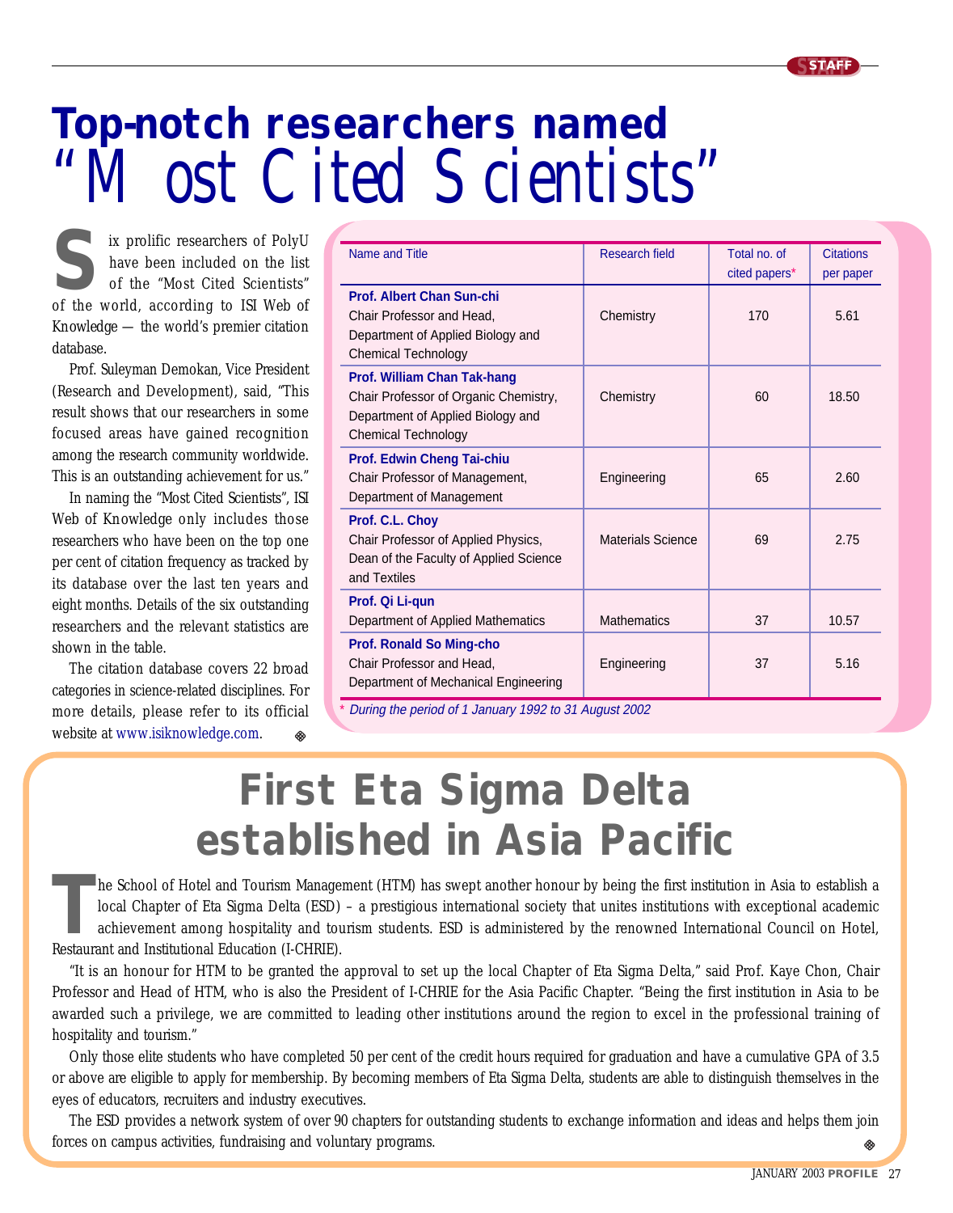# Top-notch researchers named "Most Cited Scientists"

Six prolific researchers of PolyU have been included on the list of the "Most Cited Scientists" of the world, according to ISI Web of Knowledge — the world's premier citation database.

Prof. Suleyman Demokan, Vice President (Research and Development), said, "This result shows that our researchers in some focused areas have gained recognition among the research community worldwide. This is an outstanding achievement for us."

In naming the "Most Cited Scientists", ISI Web of Knowledge only includes those researchers who have been on the top one per cent of citation frequency as tracked by its database over the last ten years and eight months. Details of the six outstanding researchers and the relevant statistics are shown in the table.

The citation database covers 22 broad categories in science-related disciplines. For more details, please refer to its official website at www.isiknowledge.com.

| Name and Title | Research field | Total no. of cited papers* | Citations per paper |
|---|---|---|---|
| **Prof. Albert Chan Sun-chi** Chair Professor and Head, Department of Applied Biology and Chemical Technology | Chemistry | 170 | 5.61 |
| **Prof. William Chan Tak-hang** Chair Professor of Organic Chemistry, Department of Applied Biology and Chemical Technology | Chemistry | 60 | 18.50 |
| **Prof. Edwin Cheng Tai-chiu** Chair Professor of Management, Department of Management | Engineering | 65 | 2.60 |
| **Prof. C.L. Choy** Chair Professor of Applied Physics, Dean of the Faculty of Applied Science and Textiles | Materials Science | 69 | 2.75 |
| **Prof. Qi Li-qun** Department of Applied Mathematics | Mathematics | 37 | 10.57 |
| **Prof. Ronald So Ming-cho** Chair Professor and Head, Department of Mechanical Engineering | Engineering | 37 | 5.16 |

*\* During the period of 1 January 1992 to 31 August 2002*

# First Eta Sigma Delta established in Asia Pacific

The School of Hotel and Tourism Management (HTM) has swept another honour by being the first institution in Asia to establish a local Chapter of Eta Sigma Delta (ESD) – a prestigious international society that unites institutions with exceptional academic achievement among hospitality and tourism students. ESD is administered by the renowned International Council on Hotel, Restaurant and Institutional Education (I-CHRIE).

"It is an honour for HTM to be granted the approval to set up the local Chapter of Eta Sigma Delta," said Prof. Kaye Chon, Chair Professor and Head of HTM, who is also the President of I-CHRIE for the Asia Pacific Chapter. "Being the first institution in Asia to be awarded such a privilege, we are committed to leading other institutions around the region to excel in the professional training of hospitality and tourism."

Only those elite students who have completed 50 per cent of the credit hours required for graduation and have a cumulative GPA of 3.5 or above are eligible to apply for membership. By becoming members of Eta Sigma Delta, students are able to distinguish themselves in the eyes of educators, recruiters and industry executives.

The ESD provides a network system of over 90 chapters for outstanding students to exchange information and ideas and helps them join forces on campus activities, fundraising and voluntary programs.